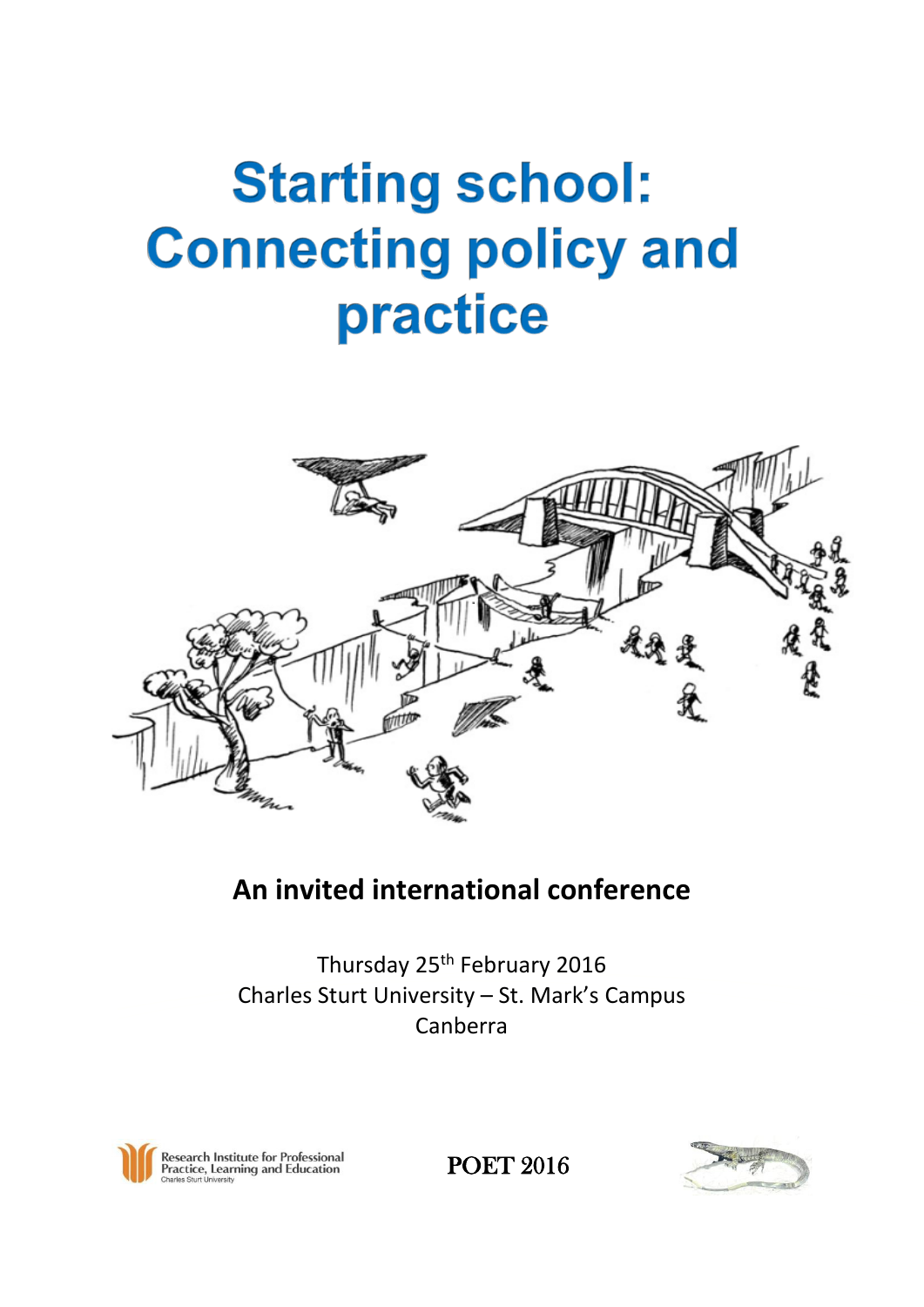# Starting school: Connecting policy and practice

## An invited international conference

Thursday 25th February 2016
Charles Sturt University – St. Mark's Campus
Canberra

Research Institute for Professional Practice, Learning and Education
Charles Sturt University

POET 2016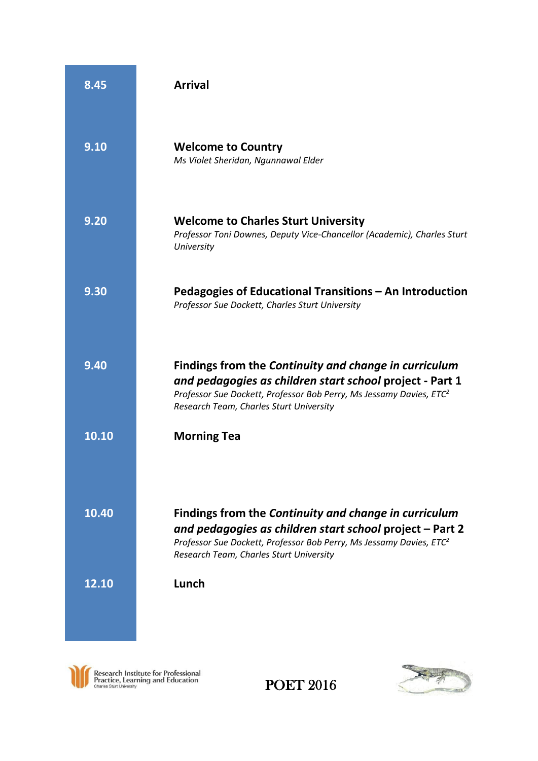| | |
|---|---|
| **8.45** | **Arrival** |
| **9.10** | **Welcome to Country**<br>*Ms Violet Sheridan, Ngunnawal Elder* |
| **9.20** | **Welcome to Charles Sturt University**<br>*Professor Toni Downes, Deputy Vice-Chancellor (Academic), Charles Sturt University* |
| **9.30** | **Pedagogies of Educational Transitions – An Introduction**<br>*Professor Sue Dockett, Charles Sturt University* |
| **9.40** | **Findings from the *Continuity and change in curriculum and pedagogies as children start school* project - Part 1**<br>*Professor Sue Dockett, Professor Bob Perry, Ms Jessamy Davies, ETC$^2$ Research Team, Charles Sturt University* |
| **10.10** | **Morning Tea** |
| **10.40** | **Findings from the *Continuity and change in curriculum and pedagogies as children start school* project – Part 2**<br>*Professor Sue Dockett, Professor Bob Perry, Ms Jessamy Davies, ETC$^2$ Research Team, Charles Sturt University* |
| **12.10** | **Lunch** |

Research Institute for Professional Practice, Learning and Education
Charles Sturt University

POET 2016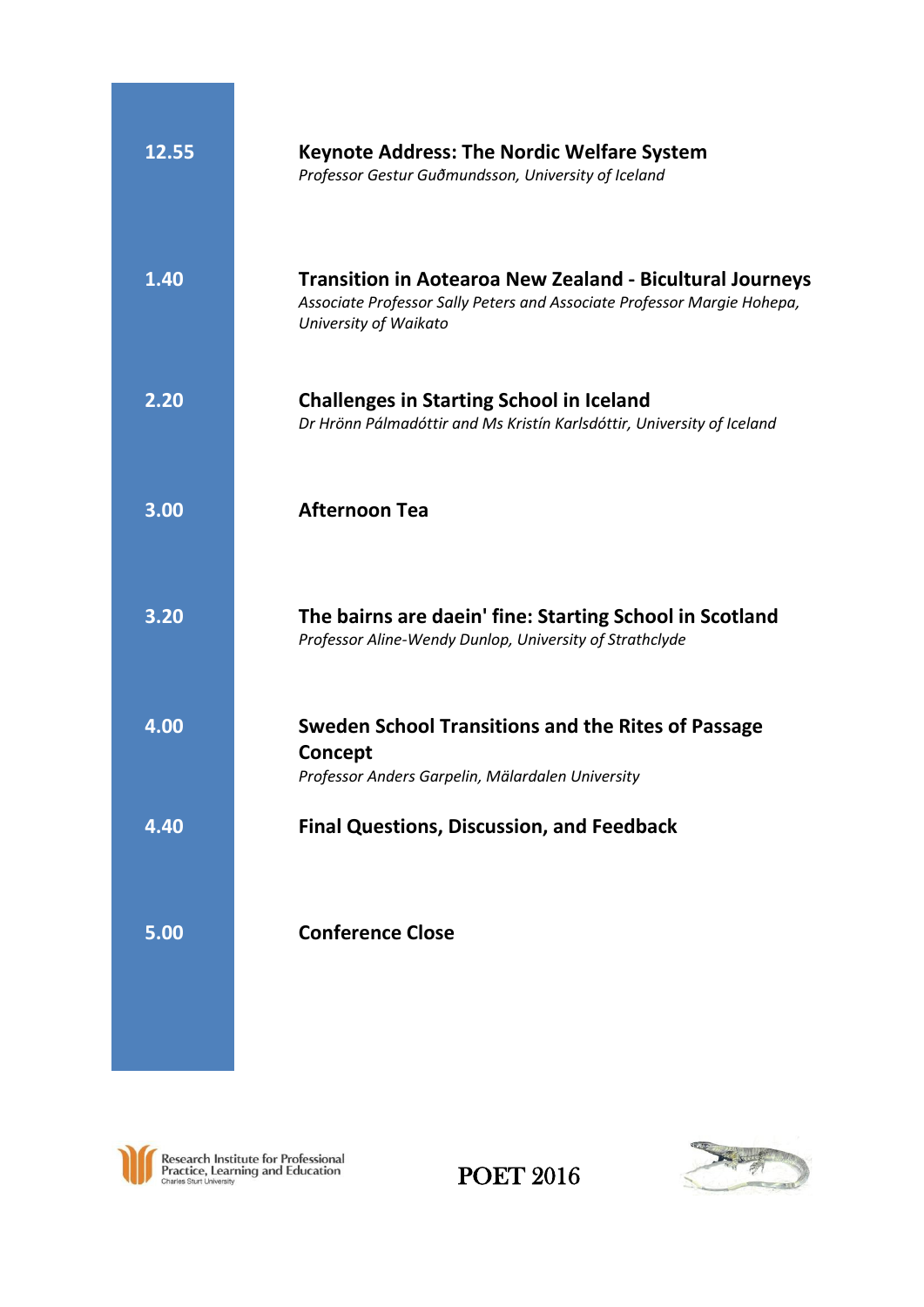| | |
|---|---|
| 12.55 | **Keynote Address: The Nordic Welfare System**<br>*Professor Gestur Guðmundsson, University of Iceland* |
| 1.40 | **Transition in Aotearoa New Zealand - Bicultural Journeys**<br>*Associate Professor Sally Peters and Associate Professor Margie Hohepa, University of Waikato* |
| 2.20 | **Challenges in Starting School in Iceland**<br>*Dr Hrönn Pálmadóttir and Ms Kristín Karlsdóttir, University of Iceland* |
| 3.00 | **Afternoon Tea** |
| 3.20 | **The bairns are daein' fine: Starting School in Scotland**<br>*Professor Aline-Wendy Dunlop, University of Strathclyde* |
| 4.00 | **Sweden School Transitions and the Rites of Passage Concept**<br>*Professor Anders Garpelin, Mälardalen University* |
| 4.40 | **Final Questions, Discussion, and Feedback** |
| 5.00 | **Conference Close** |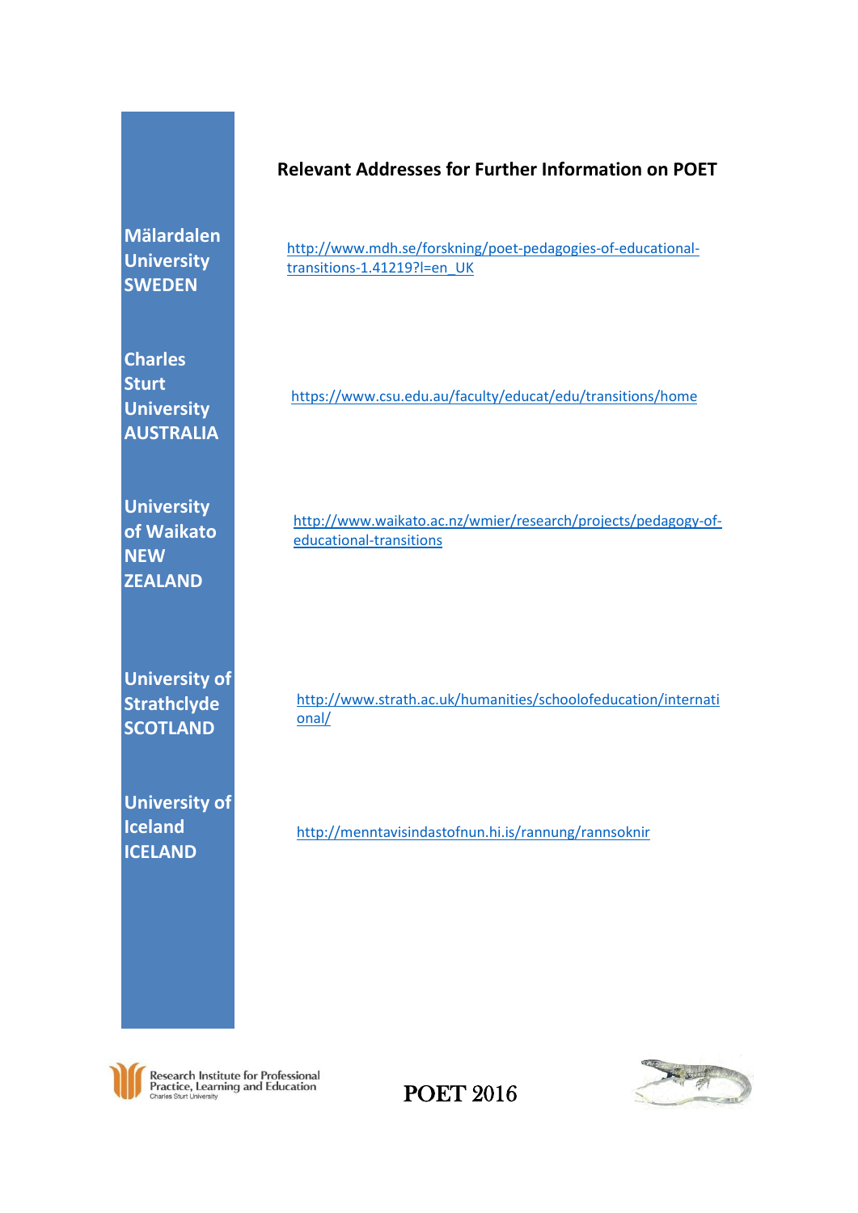## Relevant Addresses for Further Information on POET

**Mälardalen University SWEDEN**

http://www.mdh.se/forskning/poet-pedagogies-of-educational-transitions-1.41219?l=en_UK

**Charles Sturt University AUSTRALIA**

https://www.csu.edu.au/faculty/educat/edu/transitions/home

**University of Waikato NEW ZEALAND**

http://www.waikato.ac.nz/wmier/research/projects/pedagogy-of-educational-transitions

**University of Strathclyde SCOTLAND**

http://www.strath.ac.uk/humanities/schoolofeducation/international/

**University of Iceland ICELAND**

http://menntavisindastofnun.hi.is/rannung/rannsoknir

Research Institute for Professional Practice, Learning and Education
Charles Sturt University

POET 2016